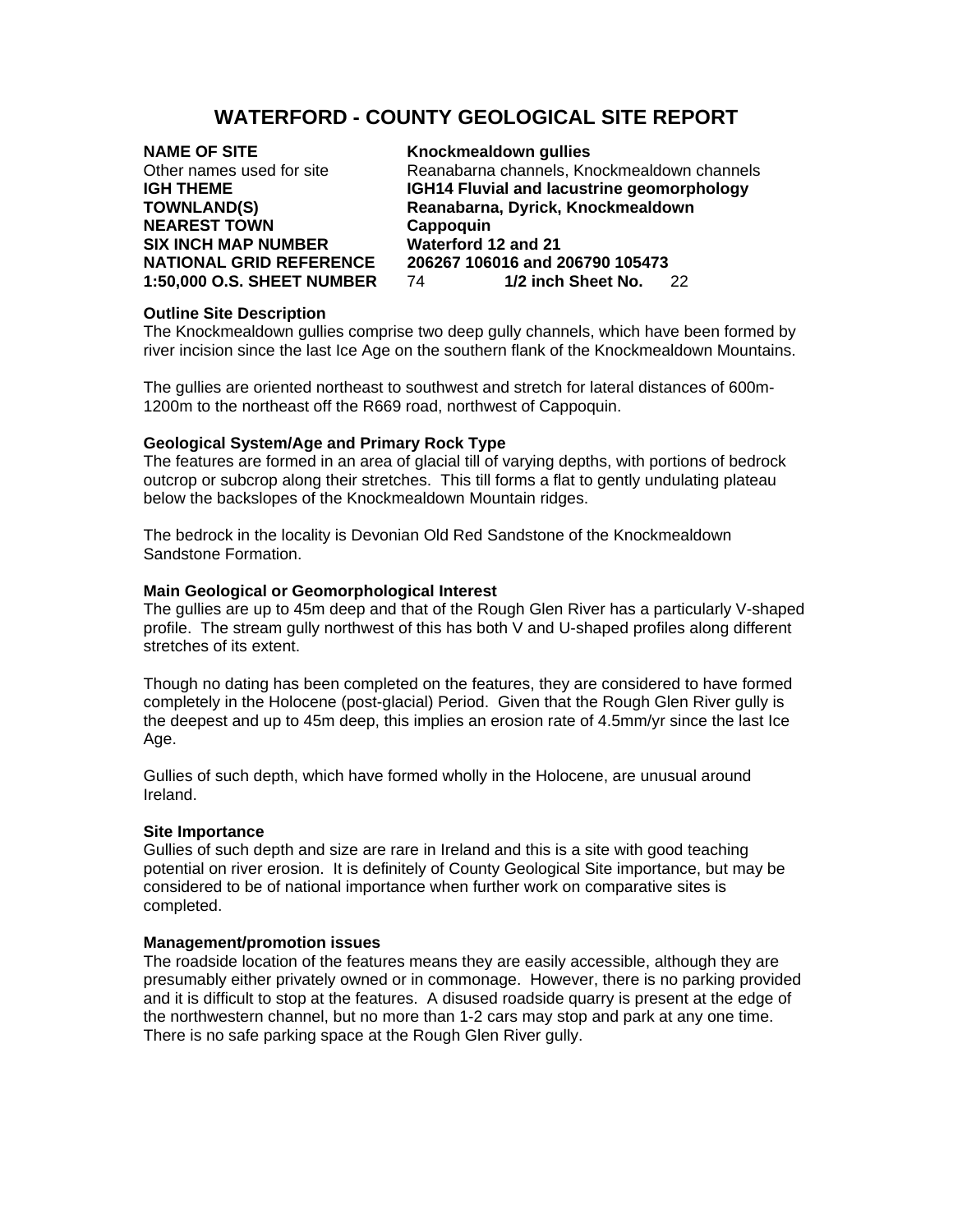# WATERFORD - COUNTY GEOLOGICAL SITE REPORT

| | |
|---|---|
| **NAME OF SITE** | **Knockmealdown gullies** |
| Other names used for site | Reanabarna channels, Knockmealdown channels |
| **IGH THEME** | **IGH14 Fluvial and lacustrine geomorphology** |
| **TOWNLAND(S)** | **Reanabarna, Dyrick, Knockmealdown** |
| **NEAREST TOWN** | **Cappoquin** |
| **SIX INCH MAP NUMBER** | **Waterford 12 and 21** |
| **NATIONAL GRID REFERENCE** | **206267 106016 and 206790 105473** |
| **1:50,000 O.S. SHEET NUMBER** | 74 **1/2 inch Sheet No.** 22 |

**Outline Site Description**

The Knockmealdown gullies comprise two deep gully channels, which have been formed by river incision since the last Ice Age on the southern flank of the Knockmealdown Mountains.

The gullies are oriented northeast to southwest and stretch for lateral distances of 600m-1200m to the northeast off the R669 road, northwest of Cappoquin.

**Geological System/Age and Primary Rock Type**

The features are formed in an area of glacial till of varying depths, with portions of bedrock outcrop or subcrop along their stretches. This till forms a flat to gently undulating plateau below the backslopes of the Knockmealdown Mountain ridges.

The bedrock in the locality is Devonian Old Red Sandstone of the Knockmealdown Sandstone Formation.

**Main Geological or Geomorphological Interest**

The gullies are up to 45m deep and that of the Rough Glen River has a particularly V-shaped profile. The stream gully northwest of this has both V and U-shaped profiles along different stretches of its extent.

Though no dating has been completed on the features, they are considered to have formed completely in the Holocene (post-glacial) Period. Given that the Rough Glen River gully is the deepest and up to 45m deep, this implies an erosion rate of 4.5mm/yr since the last Ice Age.

Gullies of such depth, which have formed wholly in the Holocene, are unusual around Ireland.

**Site Importance**

Gullies of such depth and size are rare in Ireland and this is a site with good teaching potential on river erosion. It is definitely of County Geological Site importance, but may be considered to be of national importance when further work on comparative sites is completed.

**Management/promotion issues**

The roadside location of the features means they are easily accessible, although they are presumably either privately owned or in commonage. However, there is no parking provided and it is difficult to stop at the features. A disused roadside quarry is present at the edge of the northwestern channel, but no more than 1-2 cars may stop and park at any one time. There is no safe parking space at the Rough Glen River gully.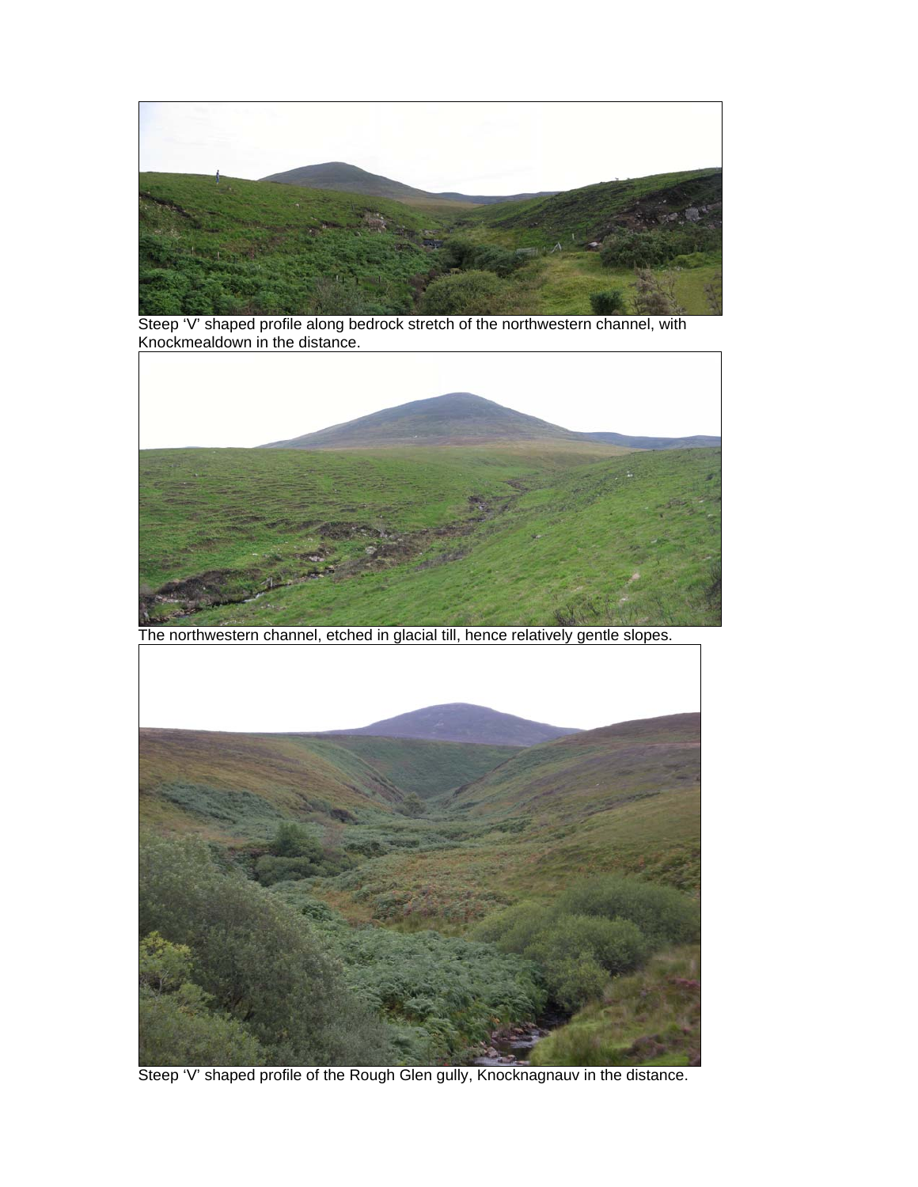Steep 'V' shaped profile along bedrock stretch of the northwestern channel, with Knockmealdown in the distance.

The northwestern channel, etched in glacial till, hence relatively gentle slopes.

Steep 'V' shaped profile of the Rough Glen gully, Knocknagnauv in the distance.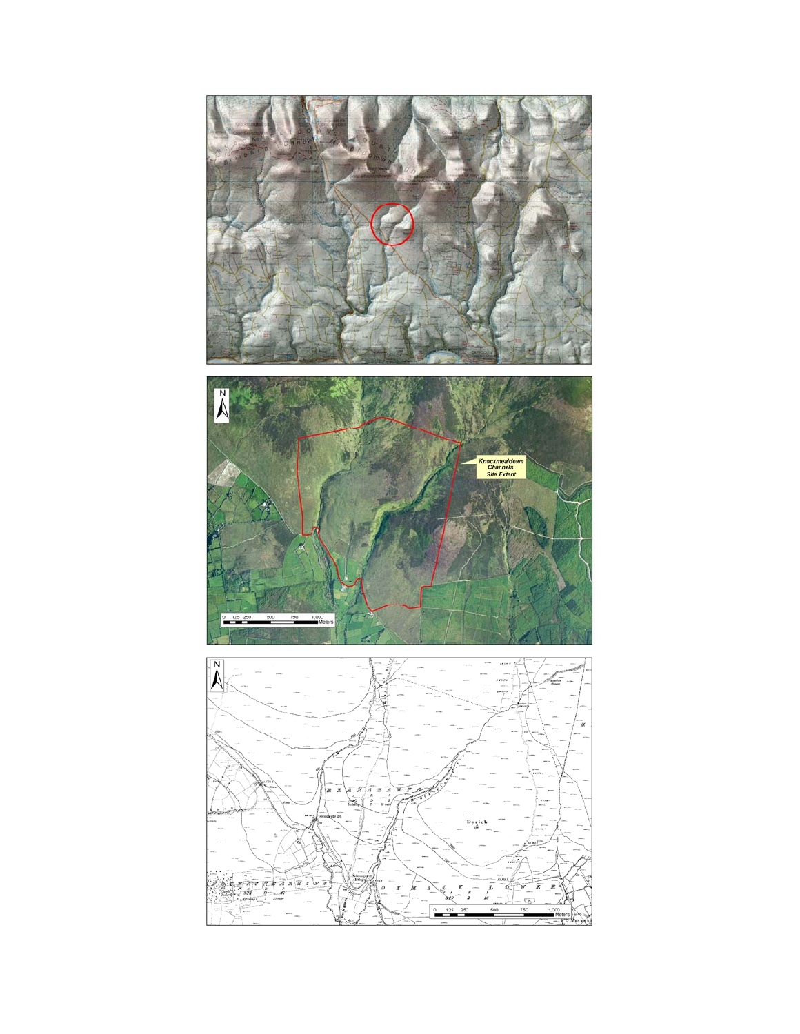Knockmealdown Channels Site Extent

N

0 125 250 500 750 1,000 Meters

N

0 125 250 500 750 1,000 Meters